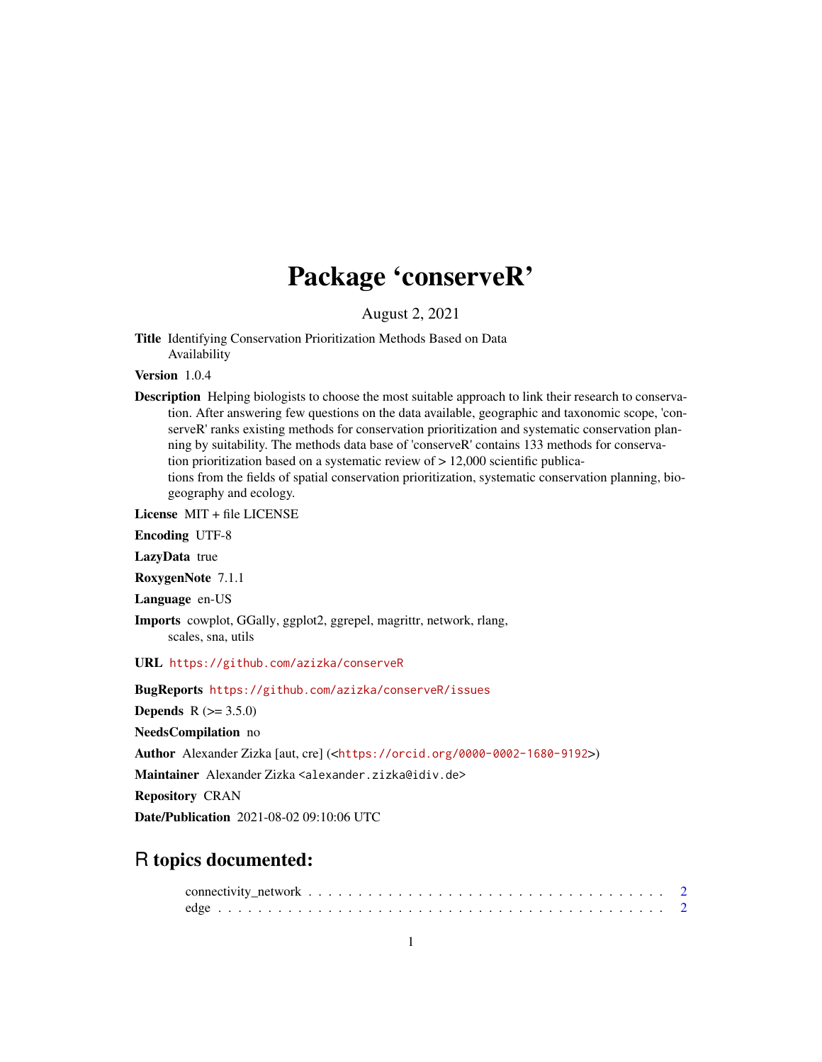# Package 'conserveR'

August 2, 2021

**Title** Identifying Conservation Prioritization Methods Based on Data Availability

**Version** 1.0.4

**Description** Helping biologists to choose the most suitable approach to link their research to conservation. After answering few questions on the data available, geographic and taxonomic scope, 'conserveR' ranks existing methods for conservation prioritization and systematic conservation planning by suitability. The methods data base of 'conserveR' contains 133 methods for conservation prioritization based on a systematic review of > 12,000 scientific publications from the fields of spatial conservation prioritization, systematic conservation planning, biogeography and ecology.

**License** MIT + file LICENSE

**Encoding** UTF-8

**LazyData** true

**RoxygenNote** 7.1.1

**Language** en-US

**Imports** cowplot, GGally, ggplot2, ggrepel, magrittr, network, rlang, scales, sna, utils

**URL** https://github.com/azizka/conserveR

**BugReports** https://github.com/azizka/conserveR/issues

**Depends** R (>= 3.5.0)

**NeedsCompilation** no

**Author** Alexander Zizka [aut, cre] (<https://orcid.org/0000-0002-1680-9192>)

**Maintainer** Alexander Zizka <alexander.zizka@idiv.de>

**Repository** CRAN

**Date/Publication** 2021-08-02 09:10:06 UTC

## R topics documented:

connectivity_network . . . . . . . . . . . . . . . . . . . . . . . . . . . . . . . . . . . 2
edge . . . . . . . . . . . . . . . . . . . . . . . . . . . . . . . . . . . . . . . . . . . . 2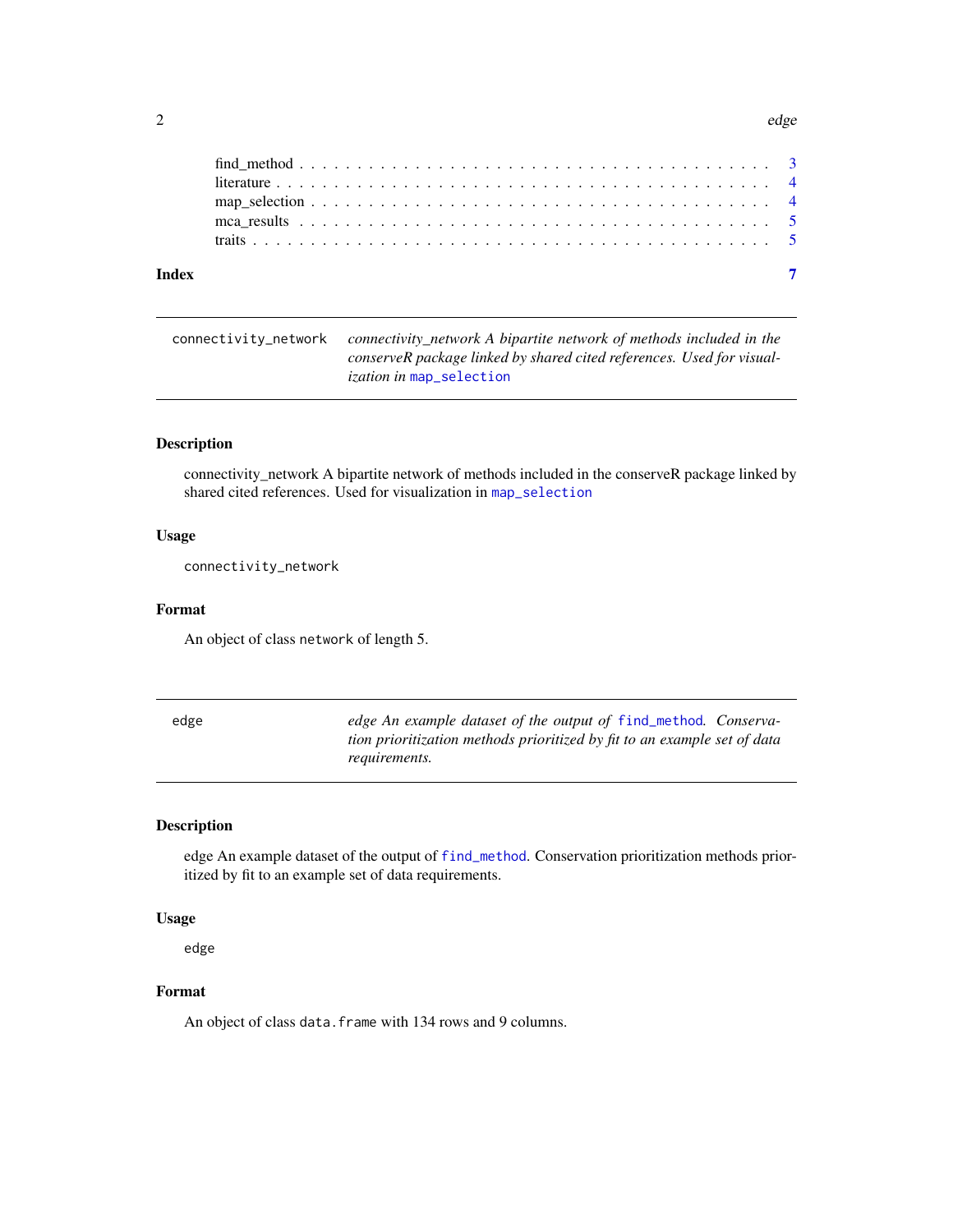find_method . . . . . . . . . . . . . . . . . . . . . . . . . . . . . . . . . . . . . . . . 3
literature . . . . . . . . . . . . . . . . . . . . . . . . . . . . . . . . . . . . . . . . . 4
map_selection . . . . . . . . . . . . . . . . . . . . . . . . . . . . . . . . . . . . . . . 4
mca_results . . . . . . . . . . . . . . . . . . . . . . . . . . . . . . . . . . . . . . . . 5
traits . . . . . . . . . . . . . . . . . . . . . . . . . . . . . . . . . . . . . . . . . . . 5

**Index** **7**

---

`connectivity_network` *connectivity_network A bipartite network of methods included in the conserveR package linked by shared cited references. Used for visualization in* `map_selection`

---

### Description

connectivity_network A bipartite network of methods included in the conserveR package linked by shared cited references. Used for visualization in `map_selection`

### Usage

```
connectivity_network
```

### Format

An object of class `network` of length 5.

---

`edge` *edge An example dataset of the output of* `find_method`*. Conservation prioritization methods prioritized by fit to an example set of data requirements.*

---

### Description

edge An example dataset of the output of `find_method`. Conservation prioritization methods prioritized by fit to an example set of data requirements.

### Usage

```
edge
```

### Format

An object of class `data.frame` with 134 rows and 9 columns.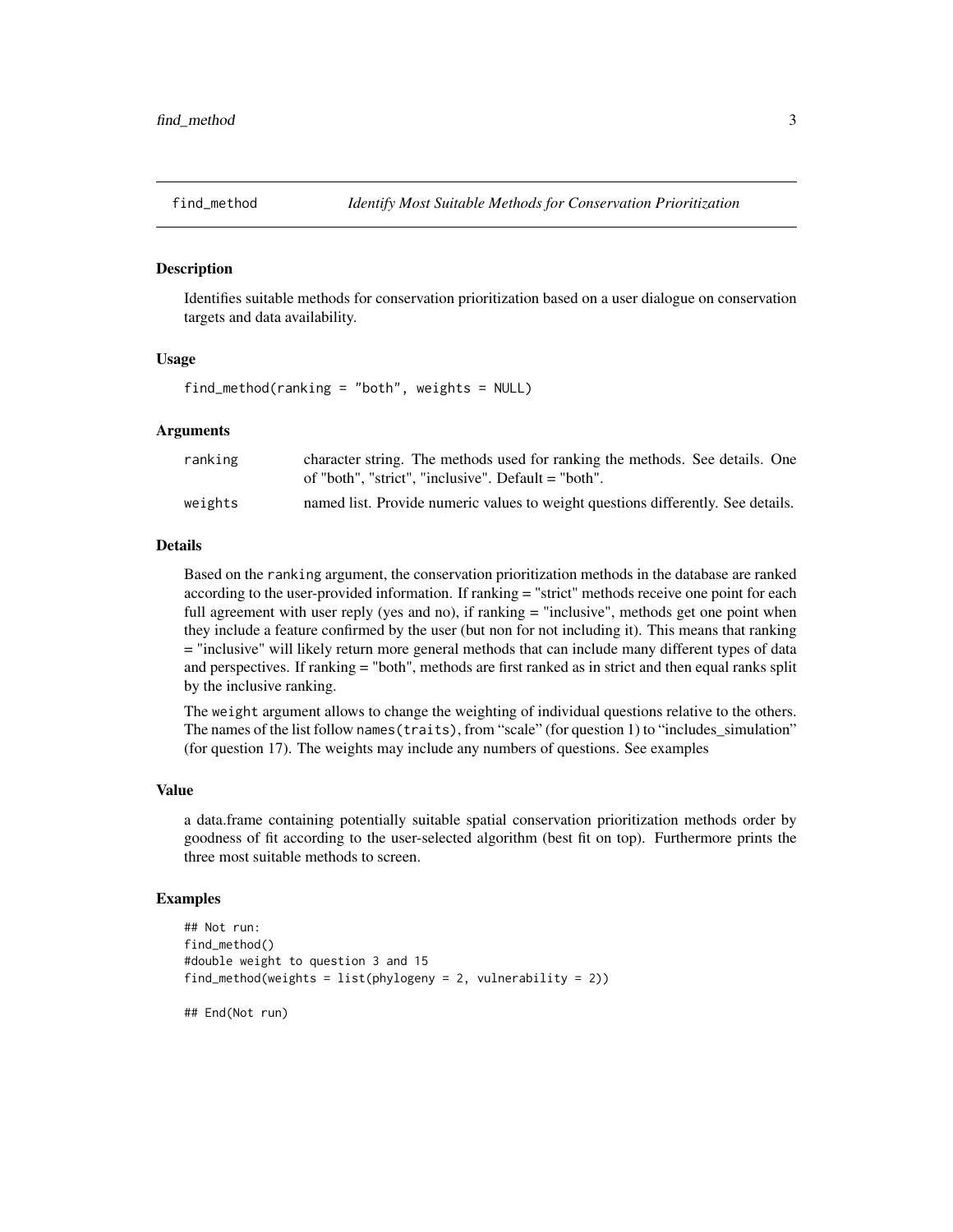# find_method — *Identify Most Suitable Methods for Conservation Prioritization*

## Description

Identifies suitable methods for conservation prioritization based on a user dialogue on conservation targets and data availability.

## Usage

```
find_method(ranking = "both", weights = NULL)
```

## Arguments

| | |
|---|---|
| ranking | character string. The methods used for ranking the methods. See details. One of "both", "strict", "inclusive". Default = "both". |
| weights | named list. Provide numeric values to weight questions differently. See details. |

## Details

Based on the `ranking` argument, the conservation prioritization methods in the database are ranked according to the user-provided information. If ranking = "strict" methods receive one point for each full agreement with user reply (yes and no), if ranking = "inclusive", methods get one point when they include a feature confirmed by the user (but non for not including it). This means that ranking = "inclusive" will likely return more general methods that can include many different types of data and perspectives. If ranking = "both", methods are first ranked as in strict and then equal ranks split by the inclusive ranking.

The `weight` argument allows to change the weighting of individual questions relative to the others. The names of the list follow `names(traits)`, from "scale" (for question 1) to "includes_simulation" (for question 17). The weights may include any numbers of questions. See examples

## Value

a data.frame containing potentially suitable spatial conservation prioritization methods order by goodness of fit according to the user-selected algorithm (best fit on top). Furthermore prints the three most suitable methods to screen.

## Examples

```
## Not run:
find_method()
#double weight to question 3 and 15
find_method(weights = list(phylogeny = 2, vulnerability = 2))

## End(Not run)
```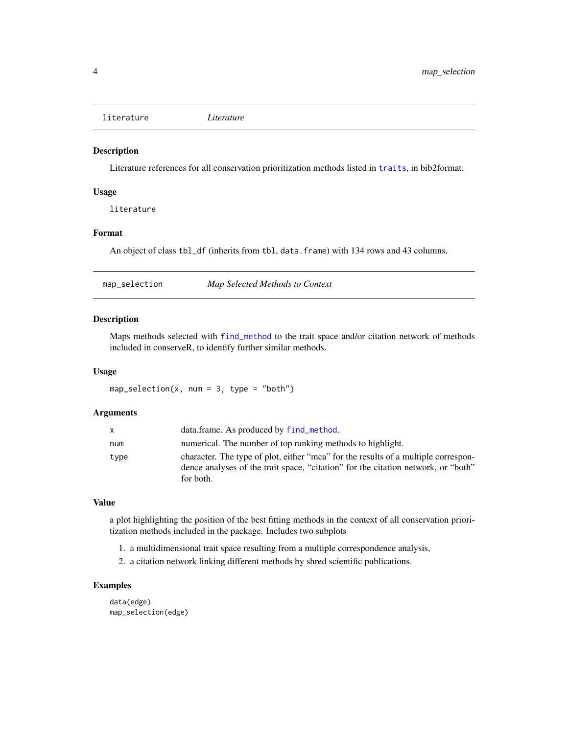## literature — *Literature*

### Description

Literature references for all conservation prioritization methods listed in `traits`, in bib2format.

### Usage

```
literature
```

### Format

An object of class `tbl_df` (inherits from `tbl`, `data.frame`) with 134 rows and 43 columns.

## map_selection — *Map Selected Methods to Context*

### Description

Maps methods selected with `find_method` to the trait space and/or citation network of methods included in conserveR, to identify further similar methods.

### Usage

```
map_selection(x, num = 3, type = "both")
```

### Arguments

| | |
|---|---|
| `x` | data.frame. As produced by `find_method`. |
| `num` | numerical. The number of top ranking methods to highlight. |
| `type` | character. The type of plot, either "mca" for the results of a multiple correspondence analyses of the trait space, "citation" for the citation network, or "both" for both. |

### Value

a plot highlighting the position of the best fitting methods in the context of all conservation prioritization methods included in the package. Includes two subplots

1. a multidimensional trait space resulting from a multiple correspondence analysis,
2. a citation network linking different methods by shred scientific publications.

### Examples

```
data(edge)
map_selection(edge)
```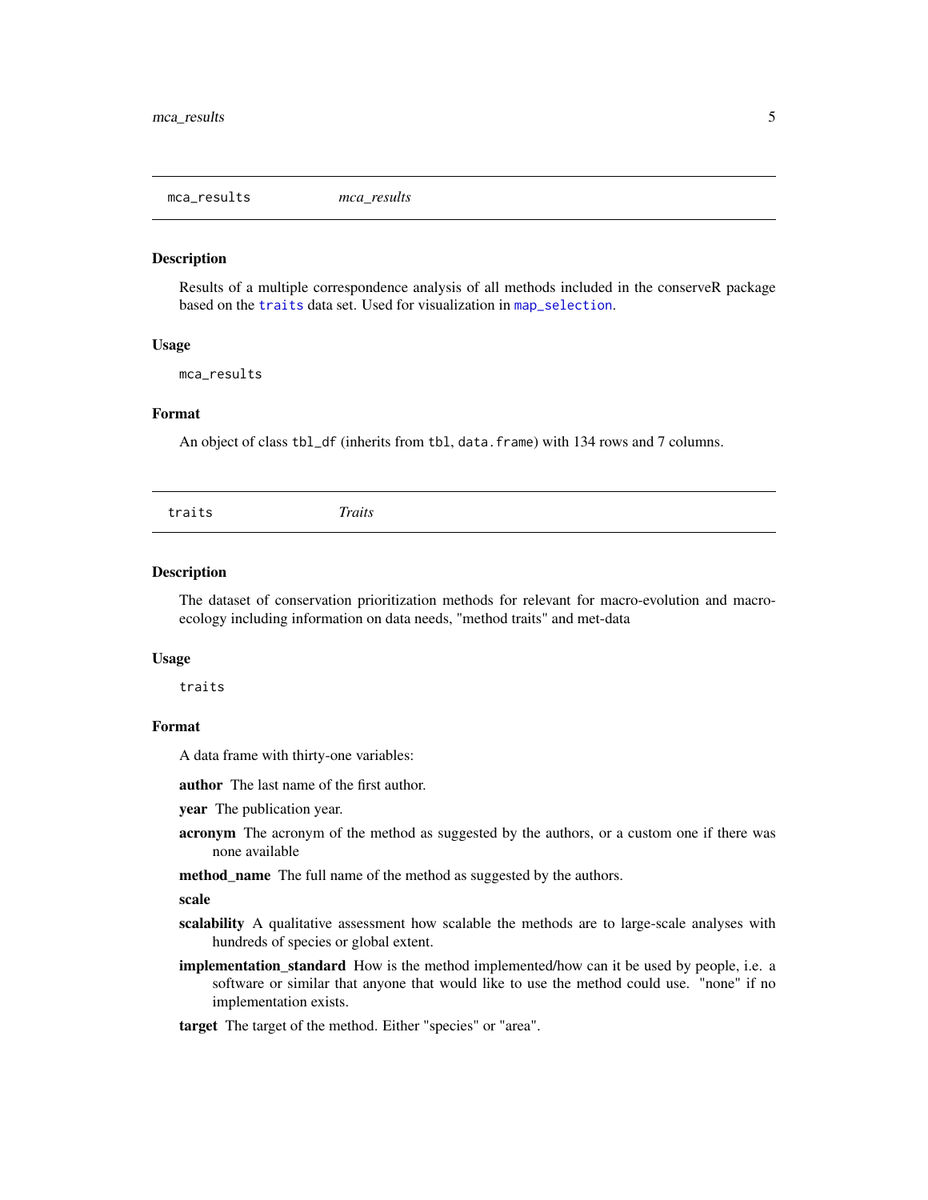## mca_results *mca_results*

### Description

Results of a multiple correspondence analysis of all methods included in the conserveR package based on the traits data set. Used for visualization in map_selection.

### Usage

```
mca_results
```

### Format

An object of class tbl_df (inherits from tbl, data.frame) with 134 rows and 7 columns.

## traits *Traits*

### Description

The dataset of conservation prioritization methods for relevant for macro-evolution and macro-ecology including information on data needs, "method traits" and met-data

### Usage

```
traits
```

### Format

A data frame with thirty-one variables:

**author** The last name of the first author.

**year** The publication year.

**acronym** The acronym of the method as suggested by the authors, or a custom one if there was none available

**method_name** The full name of the method as suggested by the authors.

**scale**

**scalability** A qualitative assessment how scalable the methods are to large-scale analyses with hundreds of species or global extent.

**implementation_standard** How is the method implemented/how can it be used by people, i.e. a software or similar that anyone that would like to use the method could use. "none" if no implementation exists.

**target** The target of the method. Either "species" or "area".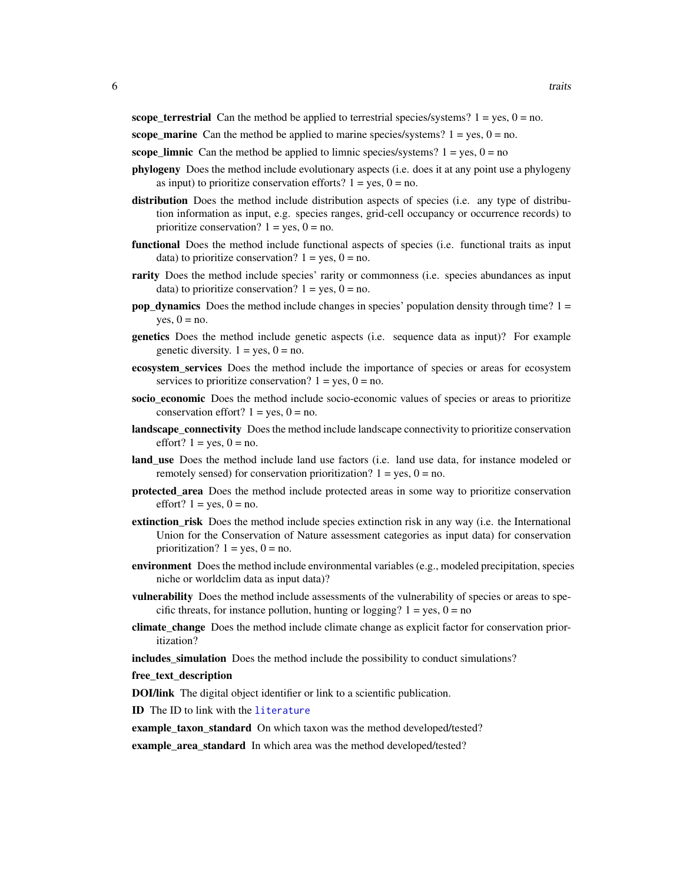**scope_terrestrial** Can the method be applied to terrestrial species/systems? 1 = yes, 0 = no.

**scope_marine** Can the method be applied to marine species/systems? 1 = yes, 0 = no.

**scope_limnic** Can the method be applied to limnic species/systems? 1 = yes, 0 = no

**phylogeny** Does the method include evolutionary aspects (i.e. does it at any point use a phylogeny as input) to prioritize conservation efforts? 1 = yes, 0 = no.

**distribution** Does the method include distribution aspects of species (i.e. any type of distribution information as input, e.g. species ranges, grid-cell occupancy or occurrence records) to prioritize conservation? 1 = yes, 0 = no.

**functional** Does the method include functional aspects of species (i.e. functional traits as input data) to prioritize conservation? 1 = yes, 0 = no.

**rarity** Does the method include species' rarity or commonness (i.e. species abundances as input data) to prioritize conservation? 1 = yes, 0 = no.

**pop_dynamics** Does the method include changes in species' population density through time? 1 = yes, 0 = no.

**genetics** Does the method include genetic aspects (i.e. sequence data as input)? For example genetic diversity. 1 = yes, 0 = no.

**ecosystem_services** Does the method include the importance of species or areas for ecosystem services to prioritize conservation? 1 = yes, 0 = no.

**socio_economic** Does the method include socio-economic values of species or areas to prioritize conservation effort? 1 = yes, 0 = no.

**landscape_connectivity** Does the method include landscape connectivity to prioritize conservation effort? 1 = yes, 0 = no.

**land_use** Does the method include land use factors (i.e. land use data, for instance modeled or remotely sensed) for conservation prioritization? 1 = yes, 0 = no.

**protected_area** Does the method include protected areas in some way to prioritize conservation effort? 1 = yes, 0 = no.

**extinction_risk** Does the method include species extinction risk in any way (i.e. the International Union for the Conservation of Nature assessment categories as input data) for conservation prioritization? 1 = yes, 0 = no.

**environment** Does the method include environmental variables (e.g., modeled precipitation, species niche or worldclim data as input data)?

**vulnerability** Does the method include assessments of the vulnerability of species or areas to specific threats, for instance pollution, hunting or logging? 1 = yes, 0 = no

**climate_change** Does the method include climate change as explicit factor for conservation prioritization?

**includes_simulation** Does the method include the possibility to conduct simulations?

**free_text_description**

**DOI/link** The digital object identifier or link to a scientific publication.

**ID** The ID to link with the `literature`

**example_taxon_standard** On which taxon was the method developed/tested?

**example_area_standard** In which area was the method developed/tested?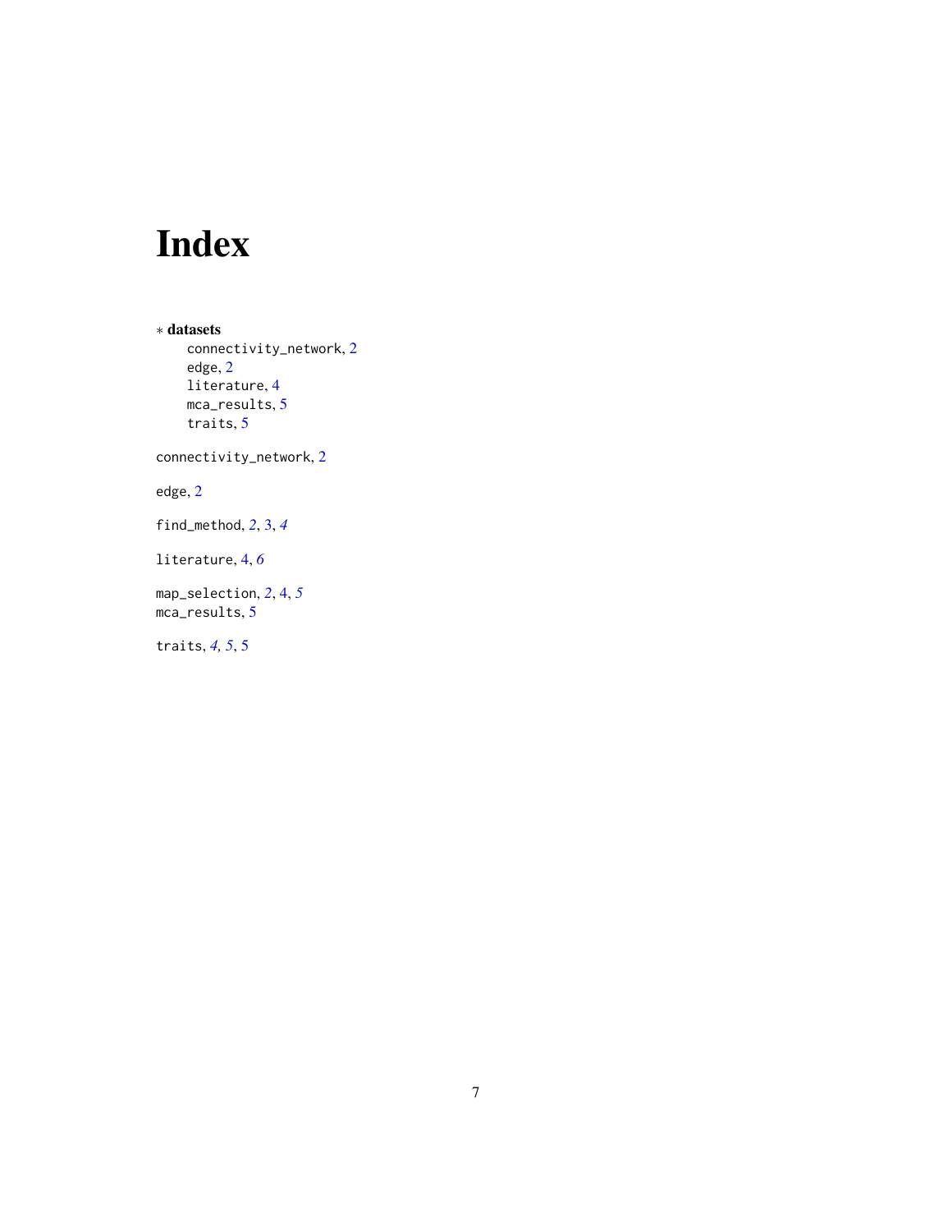# Index

∗ **datasets**

- connectivity_network, 2
- edge, 2
- literature, 4
- mca_results, 5
- traits, 5

connectivity_network, 2

edge, 2

find_method, *2*, 3, *4*

literature, 4, *6*

map_selection, *2*, 4, *5*
mca_results, 5

traits, *4, 5*, 5